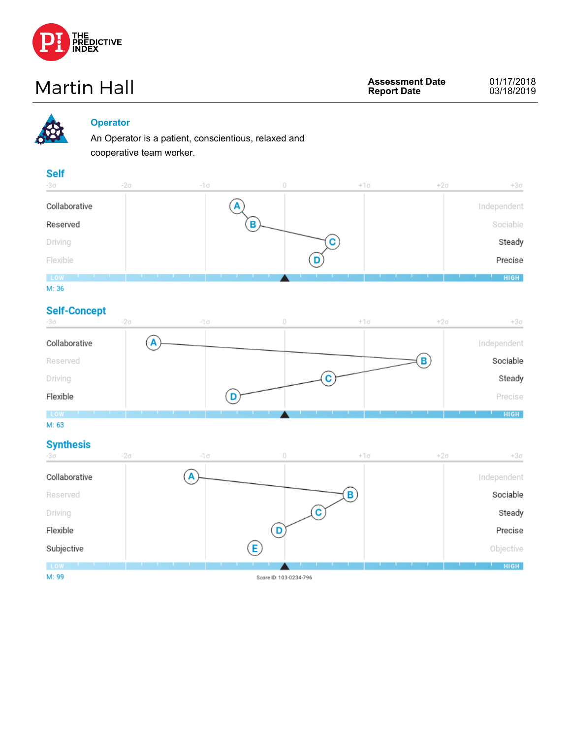THE PREDICTIVE INDEX

# Martin Hall

**Assessment Date** 01/17/2018
**Report Date** 03/18/2019

## Operator

An Operator is a patient, conscientious, relaxed and cooperative team worker.

### Self

-3σ -2σ -1σ 0 +1σ +2σ +3σ

| | | |
|---|---|---|
| Collaborative | A | Independent |
| Reserved | B | Sociable |
| Driving | C | Steady |
| Flexible | D | Precise |

LOW HIGH

M: 36

### Self-Concept

-3σ -2σ -1σ 0 +1σ +2σ +3σ

| | | |
|---|---|---|
| Collaborative | A | Independent |
| Reserved | B | Sociable |
| Driving | C | Steady |
| Flexible | D | Precise |

LOW HIGH

M: 63

### Synthesis

-3σ -2σ -1σ 0 +1σ +2σ +3σ

| | | |
|---|---|---|
| Collaborative | A | Independent |
| Reserved | B | Sociable |
| Driving | C | Steady |
| Flexible | D | Precise |
| Subjective | E | Objective |

LOW HIGH

M: 99

Score ID: 103-0234-796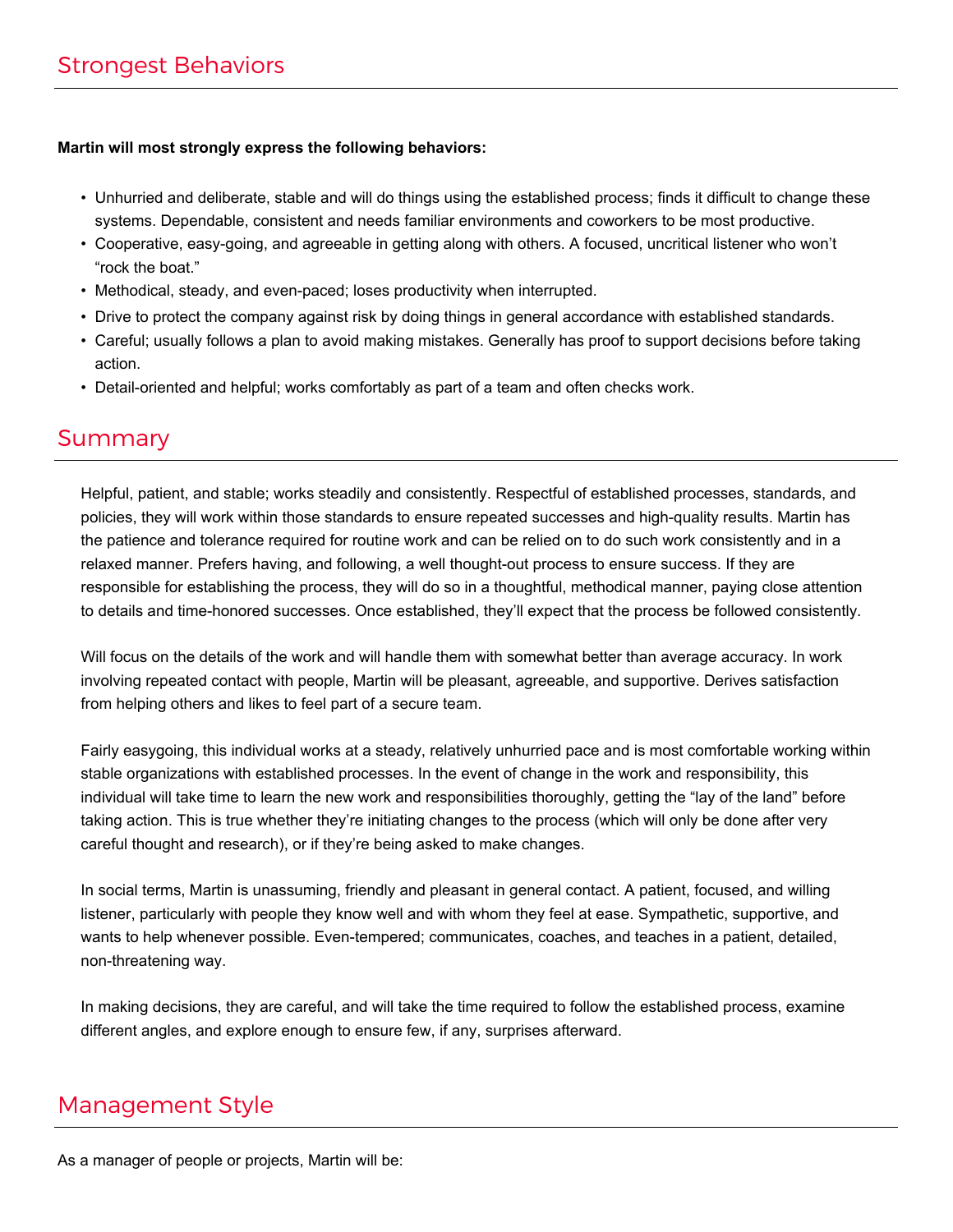## Strongest Behaviors

**Martin will most strongly express the following behaviors:**

- Unhurried and deliberate, stable and will do things using the established process; finds it difficult to change these systems. Dependable, consistent and needs familiar environments and coworkers to be most productive.
- Cooperative, easy-going, and agreeable in getting along with others. A focused, uncritical listener who won't "rock the boat."
- Methodical, steady, and even-paced; loses productivity when interrupted.
- Drive to protect the company against risk by doing things in general accordance with established standards.
- Careful; usually follows a plan to avoid making mistakes. Generally has proof to support decisions before taking action.
- Detail-oriented and helpful; works comfortably as part of a team and often checks work.

## Summary

Helpful, patient, and stable; works steadily and consistently. Respectful of established processes, standards, and policies, they will work within those standards to ensure repeated successes and high-quality results. Martin has the patience and tolerance required for routine work and can be relied on to do such work consistently and in a relaxed manner. Prefers having, and following, a well thought-out process to ensure success. If they are responsible for establishing the process, they will do so in a thoughtful, methodical manner, paying close attention to details and time-honored successes. Once established, they'll expect that the process be followed consistently.

Will focus on the details of the work and will handle them with somewhat better than average accuracy. In work involving repeated contact with people, Martin will be pleasant, agreeable, and supportive. Derives satisfaction from helping others and likes to feel part of a secure team.

Fairly easygoing, this individual works at a steady, relatively unhurried pace and is most comfortable working within stable organizations with established processes. In the event of change in the work and responsibility, this individual will take time to learn the new work and responsibilities thoroughly, getting the "lay of the land" before taking action. This is true whether they're initiating changes to the process (which will only be done after very careful thought and research), or if they're being asked to make changes.

In social terms, Martin is unassuming, friendly and pleasant in general contact. A patient, focused, and willing listener, particularly with people they know well and with whom they feel at ease. Sympathetic, supportive, and wants to help whenever possible. Even-tempered; communicates, coaches, and teaches in a patient, detailed, non-threatening way.

In making decisions, they are careful, and will take the time required to follow the established process, examine different angles, and explore enough to ensure few, if any, surprises afterward.

## Management Style

As a manager of people or projects, Martin will be: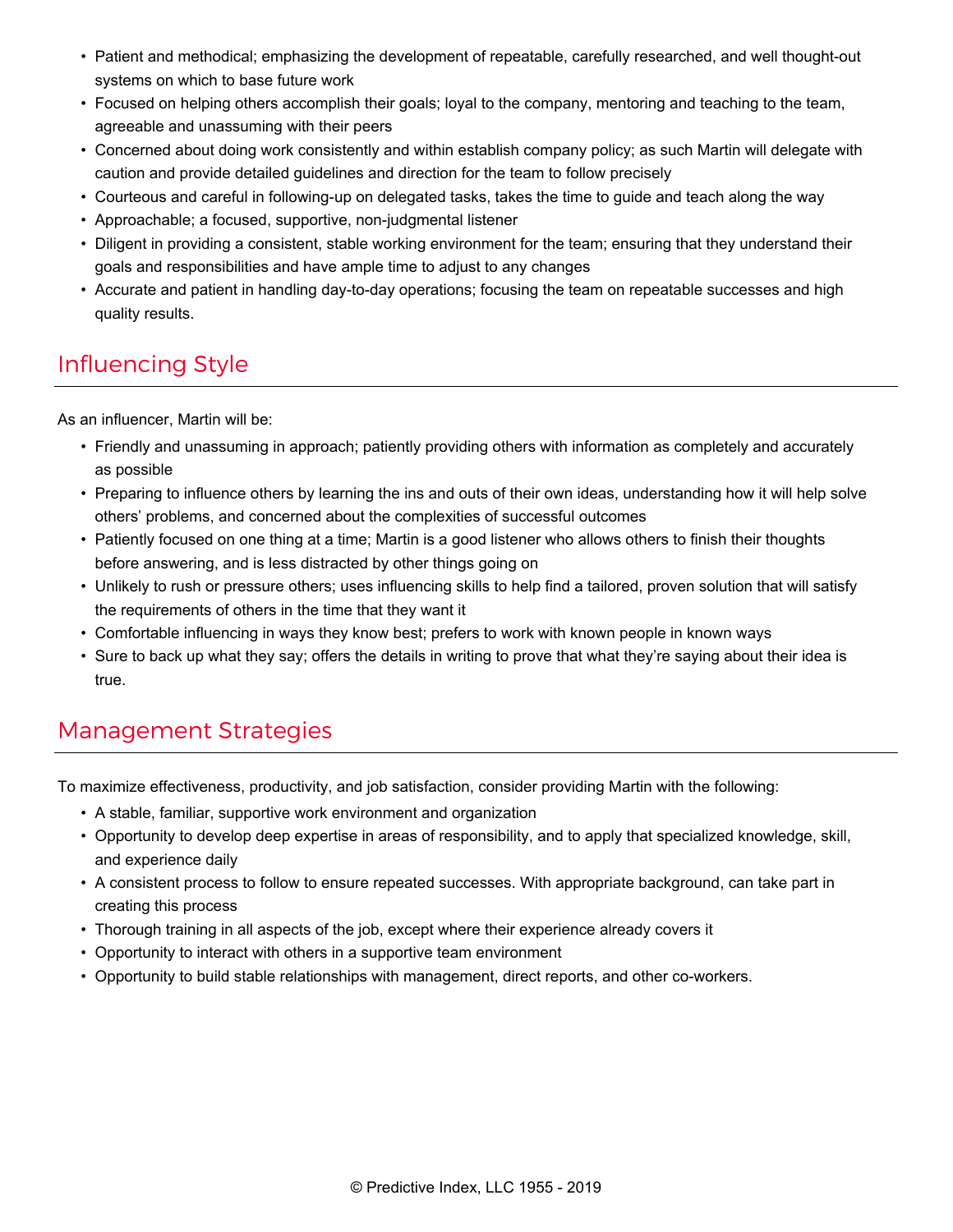- Patient and methodical; emphasizing the development of repeatable, carefully researched, and well thought-out systems on which to base future work
- Focused on helping others accomplish their goals; loyal to the company, mentoring and teaching to the team, agreeable and unassuming with their peers
- Concerned about doing work consistently and within establish company policy; as such Martin will delegate with caution and provide detailed guidelines and direction for the team to follow precisely
- Courteous and careful in following-up on delegated tasks, takes the time to guide and teach along the way
- Approachable; a focused, supportive, non-judgmental listener
- Diligent in providing a consistent, stable working environment for the team; ensuring that they understand their goals and responsibilities and have ample time to adjust to any changes
- Accurate and patient in handling day-to-day operations; focusing the team on repeatable successes and high quality results.

## Influencing Style

As an influencer, Martin will be:

- Friendly and unassuming in approach; patiently providing others with information as completely and accurately as possible
- Preparing to influence others by learning the ins and outs of their own ideas, understanding how it will help solve others' problems, and concerned about the complexities of successful outcomes
- Patiently focused on one thing at a time; Martin is a good listener who allows others to finish their thoughts before answering, and is less distracted by other things going on
- Unlikely to rush or pressure others; uses influencing skills to help find a tailored, proven solution that will satisfy the requirements of others in the time that they want it
- Comfortable influencing in ways they know best; prefers to work with known people in known ways
- Sure to back up what they say; offers the details in writing to prove that what they're saying about their idea is true.

## Management Strategies

To maximize effectiveness, productivity, and job satisfaction, consider providing Martin with the following:

- A stable, familiar, supportive work environment and organization
- Opportunity to develop deep expertise in areas of responsibility, and to apply that specialized knowledge, skill, and experience daily
- A consistent process to follow to ensure repeated successes. With appropriate background, can take part in creating this process
- Thorough training in all aspects of the job, except where their experience already covers it
- Opportunity to interact with others in a supportive team environment
- Opportunity to build stable relationships with management, direct reports, and other co-workers.

© Predictive Index, LLC 1955 - 2019